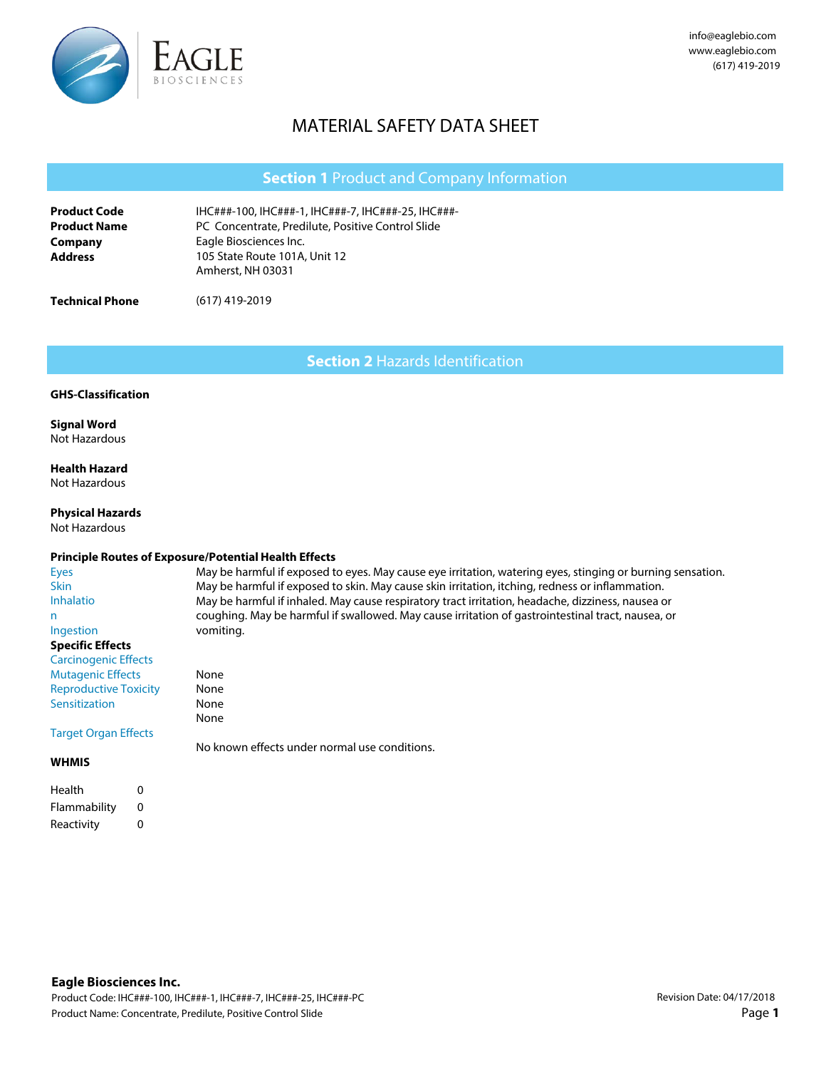info@eaglebio.com
www.eaglebio.com
(617) 419-2019

# MATERIAL SAFETY DATA SHEET

## Section 1 Product and Company Information

| | |
|---|---|
| **Product Code** | IHC###-100, IHC###-1, IHC###-7, IHC###-25, IHC###-PC |
| **Product Name** | Concentrate, Predilute, Positive Control Slide |
| **Company** | Eagle Biosciences Inc. |
| **Address** | 105 State Route 101A, Unit 12<br>Amherst, NH 03031 |
| **Technical Phone** | (617) 419-2019 |

## Section 2 Hazards Identification

**GHS-Classification**

**Signal Word**
Not Hazardous

**Health Hazard**
Not Hazardous

**Physical Hazards**
Not Hazardous

**Principle Routes of Exposure/Potential Health Effects**

| | |
|---|---|
| Eyes | May be harmful if exposed to eyes. May cause eye irritation, watering eyes, stinging or burning sensation. |
| Skin | May be harmful if exposed to skin. May cause skin irritation, itching, redness or inflammation. |
| Inhalation | May be harmful if inhaled. May cause respiratory tract irritation, headache, dizziness, nausea or coughing. |
| Ingestion | May be harmful if swallowed. May cause irritation of gastrointestinal tract, nausea, or vomiting. |

**Specific Effects**

| | |
|---|---|
| Carcinogenic Effects | None |
| Mutagenic Effects | None |
| Reproductive Toxicity | None |
| Sensitization | None |
| Target Organ Effects | No known effects under normal use conditions. |

**WHMIS**

| | |
|---|---|
| Health | 0 |
| Flammability | 0 |
| Reactivity | 0 |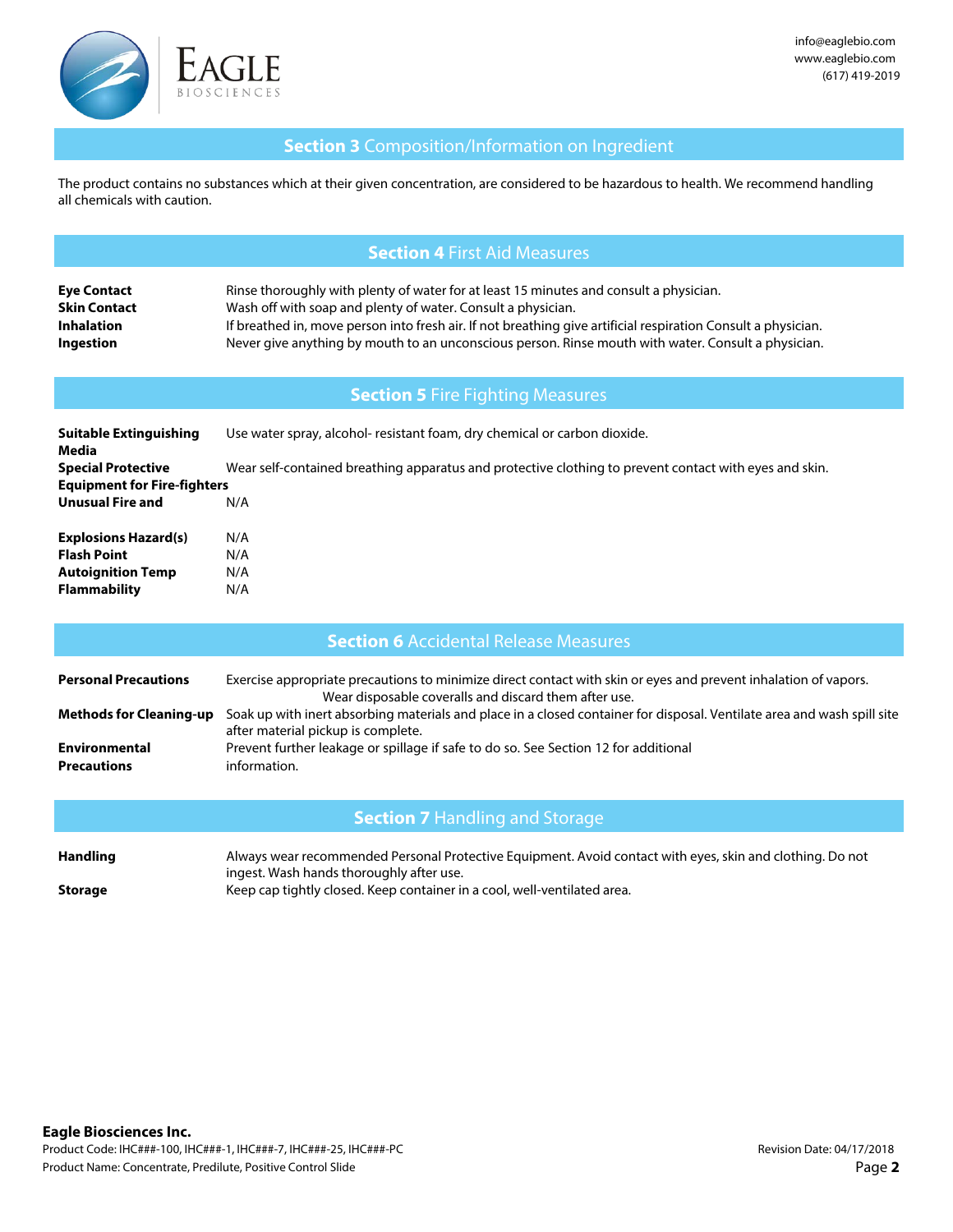## Section 3 Composition/Information on Ingredient

The product contains no substances which at their given concentration, are considered to be hazardous to health. We recommend handling all chemicals with caution.

## Section 4 First Aid Measures

| | |
|---|---|
| **Eye Contact** | Rinse thoroughly with plenty of water for at least 15 minutes and consult a physician. |
| **Skin Contact** | Wash off with soap and plenty of water. Consult a physician. |
| **Inhalation** | If breathed in, move person into fresh air. If not breathing give artificial respiration Consult a physician. |
| **Ingestion** | Never give anything by mouth to an unconscious person. Rinse mouth with water. Consult a physician. |

## Section 5 Fire Fighting Measures

| | |
|---|---|
| **Suitable Extinguishing Media** | Use water spray, alcohol- resistant foam, dry chemical or carbon dioxide. |
| **Special Protective Equipment for Fire-fighters** | Wear self-contained breathing apparatus and protective clothing to prevent contact with eyes and skin. |
| **Unusual Fire and** | N/A |
| **Explosions Hazard(s)** | N/A |
| **Flash Point** | N/A |
| **Autoignition Temp** | N/A |
| **Flammability** | N/A |

## Section 6 Accidental Release Measures

| | |
|---|---|
| **Personal Precautions** | Exercise appropriate precautions to minimize direct contact with skin or eyes and prevent inhalation of vapors. Wear disposable coveralls and discard them after use. |
| **Methods for Cleaning-up** | Soak up with inert absorbing materials and place in a closed container for disposal. Ventilate area and wash spill site after material pickup is complete. |
| **Environmental Precautions** | Prevent further leakage or spillage if safe to do so. See Section 12 for additional information. |

## Section 7 Handling and Storage

| | |
|---|---|
| **Handling** | Always wear recommended Personal Protective Equipment. Avoid contact with eyes, skin and clothing. Do not ingest. Wash hands thoroughly after use. |
| **Storage** | Keep cap tightly closed. Keep container in a cool, well-ventilated area. |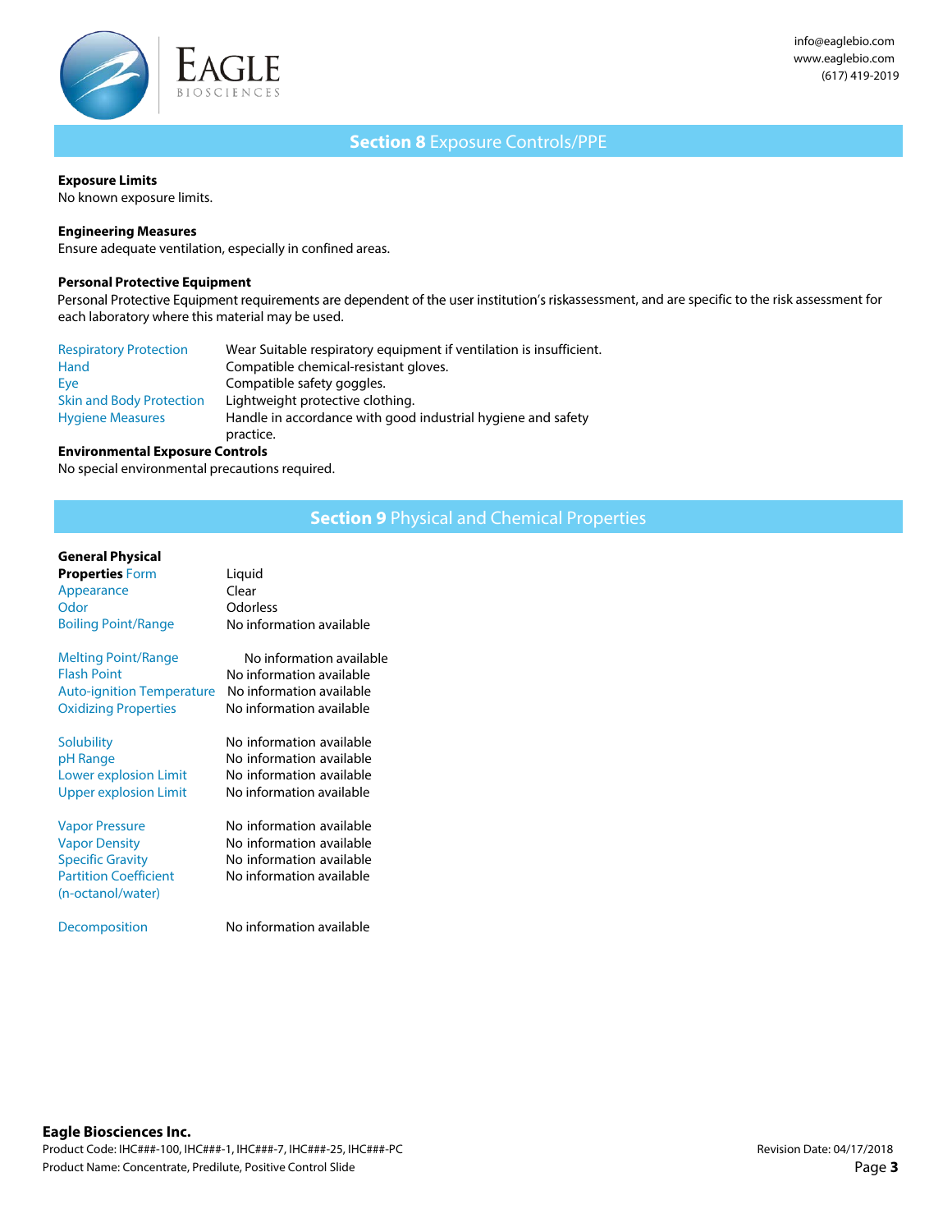## Section 8 Exposure Controls/PPE

**Exposure Limits**
No known exposure limits.

**Engineering Measures**
Ensure adequate ventilation, especially in confined areas.

**Personal Protective Equipment**
Personal Protective Equipment requirements are dependent of the user institution's riskassessment, and are specific to the risk assessment for each laboratory where this material may be used.

| | |
|---|---|
| Respiratory Protection | Wear Suitable respiratory equipment if ventilation is insufficient. |
| Hand | Compatible chemical-resistant gloves. |
| Eye | Compatible safety goggles. |
| Skin and Body Protection | Lightweight protective clothing. |
| Hygiene Measures | Handle in accordance with good industrial hygiene and safety practice. |

**Environmental Exposure Controls**
No special environmental precautions required.

## Section 9 Physical and Chemical Properties

**General Physical Properties**

| | |
|---|---|
| Form | Liquid |
| Appearance | Clear |
| Odor | Odorless |
| Boiling Point/Range | No information available |
| Melting Point/Range | No information available |
| Flash Point | No information available |
| Auto-ignition Temperature | No information available |
| Oxidizing Properties | No information available |
| Solubility | No information available |
| pH Range | No information available |
| Lower explosion Limit | No information available |
| Upper explosion Limit | No information available |
| Vapor Pressure | No information available |
| Vapor Density | No information available |
| Specific Gravity | No information available |
| Partition Coefficient (n-octanol/water) | No information available |
| Decomposition | No information available |

**Eagle Biosciences Inc.**
Product Code: IHC###-100, IHC###-1, IHC###-7, IHC###-25, IHC###-PC
Product Name: Concentrate, Predilute, Positive Control Slide
Revision Date: 04/17/2018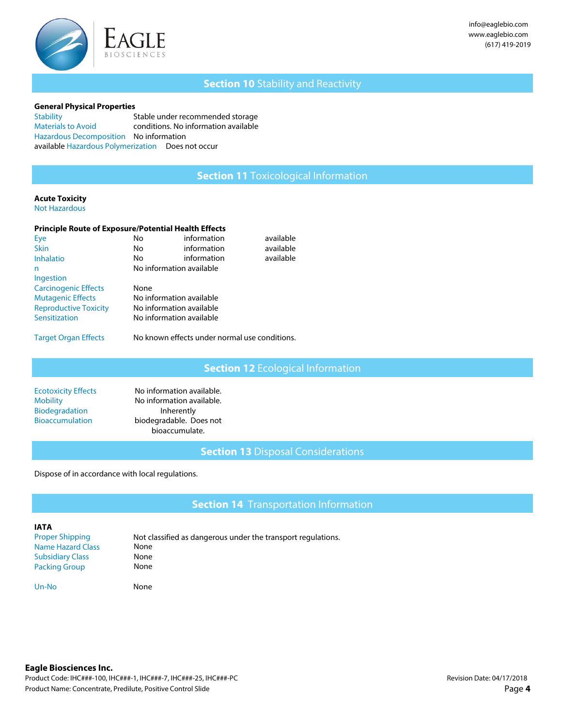## Section 10 Stability and Reactivity

**General Physical Properties**

| | |
|---|---|
| Stability | Stable under recommended storage conditions. |
| Materials to Avoid | No information available |
| Hazardous Decomposition | No information available |
| Hazardous Polymerization | Does not occur |

## Section 11 Toxicological Information

**Acute Toxicity**

Not Hazardous

**Principle Route of Exposure/Potential Health Effects**

| | |
|---|---|
| Eye | No information available |
| Skin | No information available |
| Inhalation | No information available |
| Ingestion | No information available |
| Carcinogenic Effects | None |
| Mutagenic Effects | No information available |
| Reproductive Toxicity | No information available |
| Sensitization | No information available |
| Target Organ Effects | No known effects under normal use conditions. |

## Section 12 Ecological Information

| | |
|---|---|
| Ecotoxicity Effects | No information available. |
| Mobility | No information available. |
| Biodegradation | Inherently biodegradable. |
| Bioaccumulation | Does not bioaccumulate. |

## Section 13 Disposal Considerations

Dispose of in accordance with local regulations.

## Section 14 Transportation Information

**IATA**

| | |
|---|---|
| Proper Shipping Name | Not classified as dangerous under the transport regulations. |
| Hazard Class | None |
| Subsidiary Class | None |
| Packing Group | None |
| Un-No | None |

**Eagle Biosciences Inc.**

Product Code: IHC###-100, IHC###-1, IHC###-7, IHC###-25, IHC###-PC

Product Name: Concentrate, Predilute, Positive Control Slide

Revision Date: 04/17/2018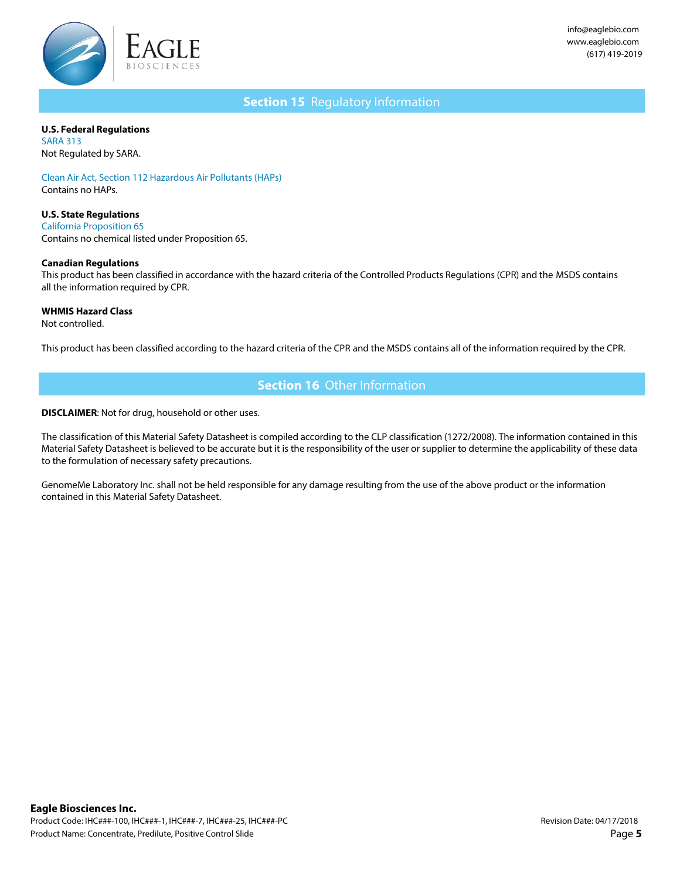## Section 15 Regulatory Information

**U.S. Federal Regulations**

SARA 313

Not Regulated by SARA.

Clean Air Act, Section 112 Hazardous Air Pollutants (HAPs)

Contains no HAPs.

**U.S. State Regulations**

California Proposition 65

Contains no chemical listed under Proposition 65.

**Canadian Regulations**

This product has been classified in accordance with the hazard criteria of the Controlled Products Regulations (CPR) and the MSDS contains all the information required by CPR.

**WHMIS Hazard Class**

Not controlled.

This product has been classified according to the hazard criteria of the CPR and the MSDS contains all of the information required by the CPR.

## Section 16 Other Information

**DISCLAIMER**: Not for drug, household or other uses.

The classification of this Material Safety Datasheet is compiled according to the CLP classification (1272/2008). The information contained in this Material Safety Datasheet is believed to be accurate but it is the responsibility of the user or supplier to determine the applicability of these data to the formulation of necessary safety precautions.

GenomeMe Laboratory Inc. shall not be held responsible for any damage resulting from the use of the above product or the information contained in this Material Safety Datasheet.